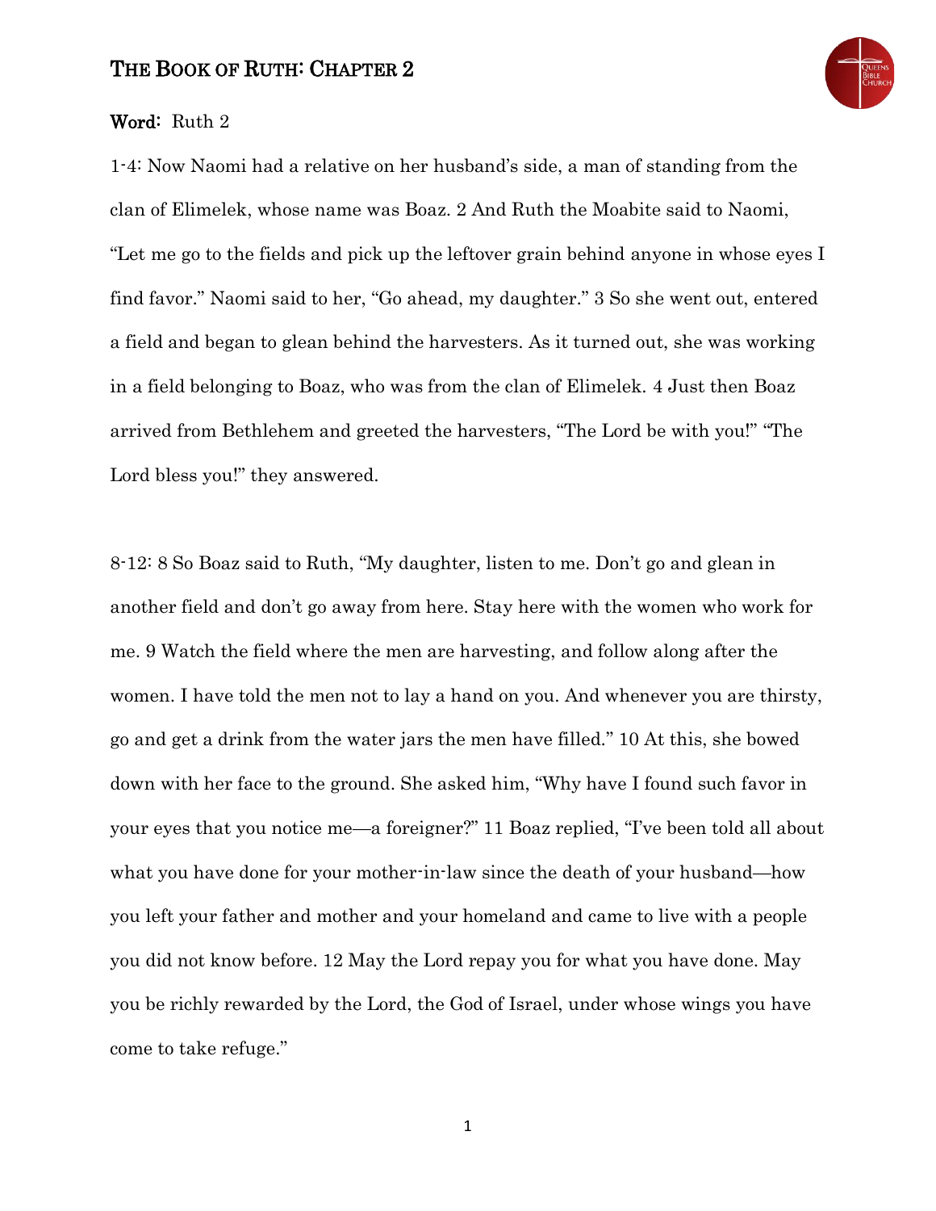# The Book of Ruth: Chapter 2

**Word:** Ruth 2

1-4: Now Naomi had a relative on her husband's side, a man of standing from the clan of Elimelek, whose name was Boaz. 2 And Ruth the Moabite said to Naomi, "Let me go to the fields and pick up the leftover grain behind anyone in whose eyes I find favor." Naomi said to her, "Go ahead, my daughter." 3 So she went out, entered a field and began to glean behind the harvesters. As it turned out, she was working in a field belonging to Boaz, who was from the clan of Elimelek. 4 Just then Boaz arrived from Bethlehem and greeted the harvesters, "The Lord be with you!" "The Lord bless you!" they answered.

8-12: 8 So Boaz said to Ruth, "My daughter, listen to me. Don't go and glean in another field and don't go away from here. Stay here with the women who work for me. 9 Watch the field where the men are harvesting, and follow along after the women. I have told the men not to lay a hand on you. And whenever you are thirsty, go and get a drink from the water jars the men have filled." 10 At this, she bowed down with her face to the ground. She asked him, "Why have I found such favor in your eyes that you notice me—a foreigner?" 11 Boaz replied, "I've been told all about what you have done for your mother-in-law since the death of your husband—how you left your father and mother and your homeland and came to live with a people you did not know before. 12 May the Lord repay you for what you have done. May you be richly rewarded by the Lord, the God of Israel, under whose wings you have come to take refuge."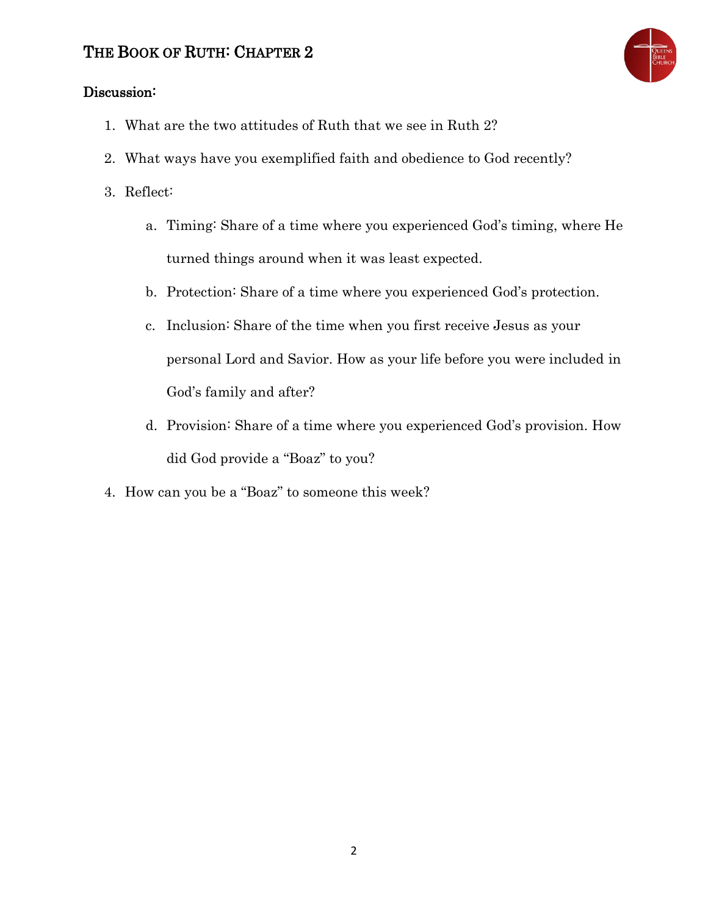# THE BOOK OF RUTH: CHAPTER 2

## Discussion:

1. What are the two attitudes of Ruth that we see in Ruth 2?
2. What ways have you exemplified faith and obedience to God recently?
3. Reflect:
   a. Timing: Share of a time where you experienced God's timing, where He turned things around when it was least expected.
   b. Protection: Share of a time where you experienced God's protection.
   c. Inclusion: Share of the time when you first receive Jesus as your personal Lord and Savior. How as your life before you were included in God's family and after?
   d. Provision: Share of a time where you experienced God's provision. How did God provide a "Boaz" to you?
4. How can you be a "Boaz" to someone this week?